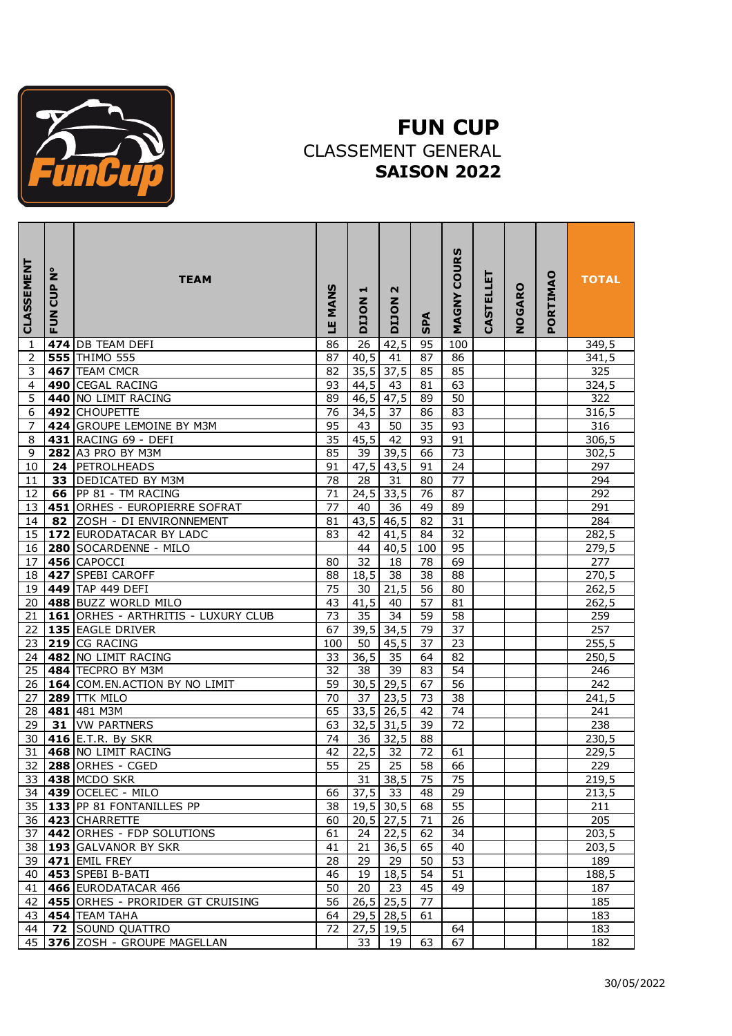# FUN CUP

CLASSEMENT GENERAL

**SAISON 2022**

| CLASSEMENT | FUN CUP N° | TEAM | LE MANS | DIJON 1 | DIJON 2 | SPA | MAGNY COURS | CASTELLET | NOGARO | PORTIMAO | TOTAL |
|---|---|---|---|---|---|---|---|---|---|---|---|
| 1 | **474** | DB TEAM DEFI | 86 | 26 | 42,5 | 95 | 100 | | | | 349,5 |
| 2 | **555** | THIMO 555 | 87 | 40,5 | 41 | 87 | 86 | | | | 341,5 |
| 3 | **467** | TEAM CMCR | 82 | 35,5 | 37,5 | 85 | 85 | | | | 325 |
| 4 | **490** | CEGAL RACING | 93 | 44,5 | 43 | 81 | 63 | | | | 324,5 |
| 5 | **440** | NO LIMIT RACING | 89 | 46,5 | 47,5 | 89 | 50 | | | | 322 |
| 6 | **492** | CHOUPETTE | 76 | 34,5 | 37 | 86 | 83 | | | | 316,5 |
| 7 | **424** | GROUPE LEMOINE BY M3M | 95 | 43 | 50 | 35 | 93 | | | | 316 |
| 8 | **431** | RACING 69 - DEFI | 35 | 45,5 | 42 | 93 | 91 | | | | 306,5 |
| 9 | **282** | A3 PRO BY M3M | 85 | 39 | 39,5 | 66 | 73 | | | | 302,5 |
| 10 | **24** | PETROLHEADS | 91 | 47,5 | 43,5 | 91 | 24 | | | | 297 |
| 11 | **33** | DEDICATED BY M3M | 78 | 28 | 31 | 80 | 77 | | | | 294 |
| 12 | **66** | PP 81 - TM RACING | 71 | 24,5 | 33,5 | 76 | 87 | | | | 292 |
| 13 | **451** | ORHES - EUROPIERRE SOFRAT | 77 | 40 | 36 | 49 | 89 | | | | 291 |
| 14 | **82** | ZOSH - DI ENVIRONNEMENT | 81 | 43,5 | 46,5 | 82 | 31 | | | | 284 |
| 15 | **172** | EURODATACAR BY LADC | 83 | 42 | 41,5 | 84 | 32 | | | | 282,5 |
| 16 | **280** | SOCARDENNE - MILO | | 44 | 40,5 | 100 | 95 | | | | 279,5 |
| 17 | **456** | CAPOCCI | 80 | 32 | 18 | 78 | 69 | | | | 277 |
| 18 | **427** | SPEBI CAROFF | 88 | 18,5 | 38 | 38 | 88 | | | | 270,5 |
| 19 | **449** | TAP 449 DEFI | 75 | 30 | 21,5 | 56 | 80 | | | | 262,5 |
| 20 | **488** | BUZZ WORLD MILO | 43 | 41,5 | 40 | 57 | 81 | | | | 262,5 |
| 21 | **161** | ORHES - ARTHRITIS - LUXURY CLUB | 73 | 35 | 34 | 59 | 58 | | | | 259 |
| 22 | **135** | EAGLE DRIVER | 67 | 39,5 | 34,5 | 79 | 37 | | | | 257 |
| 23 | **219** | CG RACING | 100 | 50 | 45,5 | 37 | 23 | | | | 255,5 |
| 24 | **482** | NO LIMIT RACING | 33 | 36,5 | 35 | 64 | 82 | | | | 250,5 |
| 25 | **484** | TECPRO BY M3M | 32 | 38 | 39 | 83 | 54 | | | | 246 |
| 26 | **164** | COM.EN.ACTION BY NO LIMIT | 59 | 30,5 | 29,5 | 67 | 56 | | | | 242 |
| 27 | **289** | TTK MILO | 70 | 37 | 23,5 | 73 | 38 | | | | 241,5 |
| 28 | **481** | 481 M3M | 65 | 33,5 | 26,5 | 42 | 74 | | | | 241 |
| 29 | **31** | VW PARTNERS | 63 | 32,5 | 31,5 | 39 | 72 | | | | 238 |
| 30 | **416** | E.T.R. By SKR | 74 | 36 | 32,5 | 88 | | | | | 230,5 |
| 31 | **468** | NO LIMIT RACING | 42 | 22,5 | 32 | 72 | 61 | | | | 229,5 |
| 32 | **288** | ORHES - CGED | 55 | 25 | 25 | 58 | 66 | | | | 229 |
| 33 | **438** | MCDO SKR | | 31 | 38,5 | 75 | 75 | | | | 219,5 |
| 34 | **439** | OCELEC - MILO | 66 | 37,5 | 33 | 48 | 29 | | | | 213,5 |
| 35 | **133** | PP 81 FONTANILLES PP | 38 | 19,5 | 30,5 | 68 | 55 | | | | 211 |
| 36 | **423** | CHARRETTE | 60 | 20,5 | 27,5 | 71 | 26 | | | | 205 |
| 37 | **442** | ORHES - FDP SOLUTIONS | 61 | 24 | 22,5 | 62 | 34 | | | | 203,5 |
| 38 | **193** | GALVANOR BY SKR | 41 | 21 | 36,5 | 65 | 40 | | | | 203,5 |
| 39 | **471** | EMIL FREY | 28 | 29 | 29 | 50 | 53 | | | | 189 |
| 40 | **453** | SPEBI B-BATI | 46 | 19 | 18,5 | 54 | 51 | | | | 188,5 |
| 41 | **466** | EURODATACAR 466 | 50 | 20 | 23 | 45 | 49 | | | | 187 |
| 42 | **455** | ORHES - PRORIDER GT CRUISING | 56 | 26,5 | 25,5 | 77 | | | | | 185 |
| 43 | **454** | TEAM TAHA | 64 | 29,5 | 28,5 | 61 | | | | | 183 |
| 44 | **72** | SOUND QUATTRO | 72 | 27,5 | 19,5 | | 64 | | | | 183 |
| 45 | **376** | ZOSH - GROUPE MAGELLAN | | 33 | 19 | 63 | 67 | | | | 182 |

30/05/2022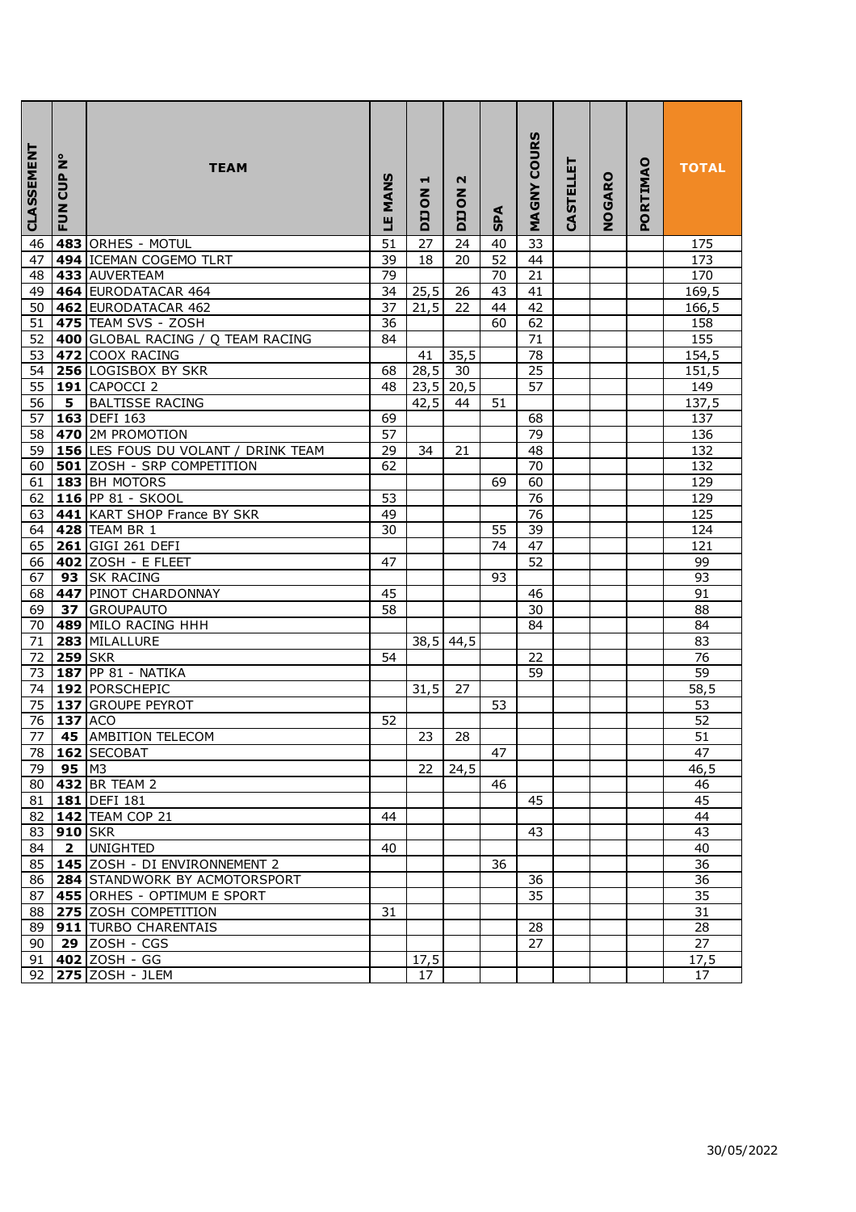| CLASSEMENT | FUN CUP N° | TEAM | LE MANS | DIJON 1 | DIJON 2 | SPA | MAGNY COURS | CASTELLET | NOGARO | PORTIMAO | TOTAL |
|---|---|---|---|---|---|---|---|---|---|---|---|
| 46 | **483** | ORHES - MOTUL | 51 | 27 | 24 | 40 | 33 | | | | 175 |
| 47 | **494** | ICEMAN COGEMO TLRT | 39 | 18 | 20 | 52 | 44 | | | | 173 |
| 48 | **433** | AUVERTEAM | 79 | | | 70 | 21 | | | | 170 |
| 49 | **464** | EURODATACAR 464 | 34 | 25,5 | 26 | 43 | 41 | | | | 169,5 |
| 50 | **462** | EURODATACAR 462 | 37 | 21,5 | 22 | 44 | 42 | | | | 166,5 |
| 51 | **475** | TEAM SVS - ZOSH | 36 | | | 60 | 62 | | | | 158 |
| 52 | **400** | GLOBAL RACING / Q TEAM RACING | 84 | | | | 71 | | | | 155 |
| 53 | **472** | COOX RACING | | 41 | 35,5 | | 78 | | | | 154,5 |
| 54 | **256** | LOGISBOX BY SKR | 68 | 28,5 | 30 | | 25 | | | | 151,5 |
| 55 | **191** | CAPOCCI 2 | 48 | 23,5 | 20,5 | | 57 | | | | 149 |
| 56 | **5** | BALTISSE RACING | | 42,5 | 44 | 51 | | | | | 137,5 |
| 57 | **163** | DEFI 163 | 69 | | | | 68 | | | | 137 |
| 58 | **470** | 2M PROMOTION | 57 | | | | 79 | | | | 136 |
| 59 | **156** | LES FOUS DU VOLANT / DRINK TEAM | 29 | 34 | 21 | | 48 | | | | 132 |
| 60 | **501** | ZOSH - SRP COMPETITION | 62 | | | | 70 | | | | 132 |
| 61 | **183** | BH MOTORS | | | | 69 | 60 | | | | 129 |
| 62 | **116** | PP 81 - SKOOL | 53 | | | | 76 | | | | 129 |
| 63 | **441** | KART SHOP France BY SKR | 49 | | | | 76 | | | | 125 |
| 64 | **428** | TEAM BR 1 | 30 | | | 55 | 39 | | | | 124 |
| 65 | **261** | GIGI 261 DEFI | | | | 74 | 47 | | | | 121 |
| 66 | **402** | ZOSH - E FLEET | 47 | | | | 52 | | | | 99 |
| 67 | **93** | SK RACING | | | | 93 | | | | | 93 |
| 68 | **447** | PINOT CHARDONNAY | 45 | | | | 46 | | | | 91 |
| 69 | **37** | GROUPAUTO | 58 | | | | 30 | | | | 88 |
| 70 | **489** | MILO RACING HHH | | | | | 84 | | | | 84 |
| 71 | **283** | MILALLURE | | 38,5 | 44,5 | | | | | | 83 |
| 72 | **259** | SKR | 54 | | | | 22 | | | | 76 |
| 73 | **187** | PP 81 - NATIKA | | | | | 59 | | | | 59 |
| 74 | **192** | PORSCHEPIC | | 31,5 | 27 | | | | | | 58,5 |
| 75 | **137** | GROUPE PEYROT | | | | 53 | | | | | 53 |
| 76 | **137** | ACO | 52 | | | | | | | | 52 |
| 77 | **45** | AMBITION TELECOM | | 23 | 28 | | | | | | 51 |
| 78 | **162** | SECOBAT | | | | 47 | | | | | 47 |
| 79 | **95** | M3 | | 22 | 24,5 | | | | | | 46,5 |
| 80 | **432** | BR TEAM 2 | | | | 46 | | | | | 46 |
| 81 | **181** | DEFI 181 | | | | | 45 | | | | 45 |
| 82 | **142** | TEAM COP 21 | 44 | | | | | | | | 44 |
| 83 | **910** | SKR | | | | | 43 | | | | 43 |
| 84 | **2** | UNIGHTED | 40 | | | | | | | | 40 |
| 85 | **145** | ZOSH - DI ENVIRONNEMENT 2 | | | | 36 | | | | | 36 |
| 86 | **284** | STANDWORK BY ACMOTORSPORT | | | | | 36 | | | | 36 |
| 87 | **455** | ORHES - OPTIMUM E SPORT | | | | | 35 | | | | 35 |
| 88 | **275** | ZOSH COMPETITION | 31 | | | | | | | | 31 |
| 89 | **911** | TURBO CHARENTAIS | | | | | 28 | | | | 28 |
| 90 | **29** | ZOSH - CGS | | | | | 27 | | | | 27 |
| 91 | **402** | ZOSH - GG | | 17,5 | | | | | | | 17,5 |
| 92 | **275** | ZOSH - JLEM | | 17 | | | | | | | 17 |

30/05/2022